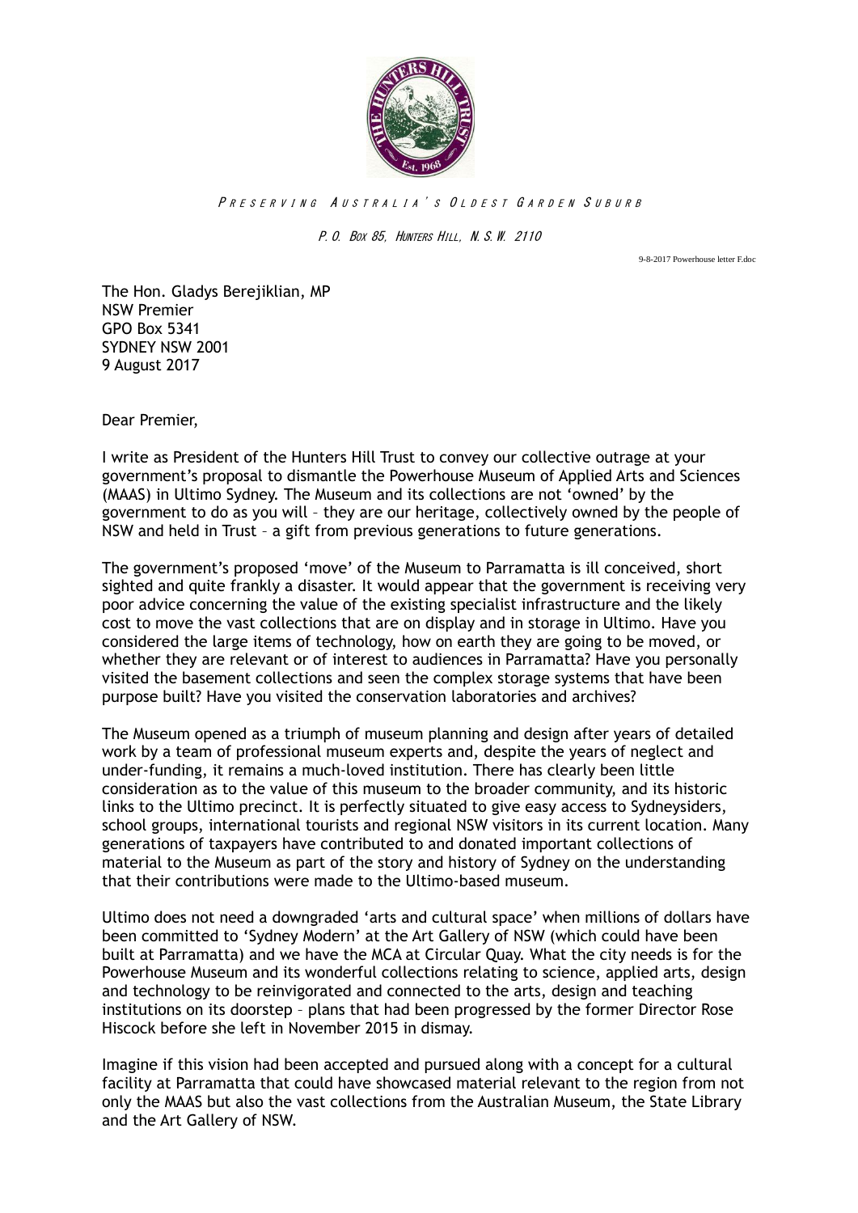PRESERVING AUSTRALIA'S OLDEST GARDEN SUBURB

P. O. BOX 85, HUNTERS HILL, N. S. W. 2110

9-8-2017 Powerhouse letter F.doc

The Hon. Gladys Berejiklian, MP
NSW Premier
GPO Box 5341
SYDNEY NSW 2001
9 August 2017

Dear Premier,

I write as President of the Hunters Hill Trust to convey our collective outrage at your government's proposal to dismantle the Powerhouse Museum of Applied Arts and Sciences (MAAS) in Ultimo Sydney. The Museum and its collections are not 'owned' by the government to do as you will – they are our heritage, collectively owned by the people of NSW and held in Trust – a gift from previous generations to future generations.

The government's proposed 'move' of the Museum to Parramatta is ill conceived, short sighted and quite frankly a disaster. It would appear that the government is receiving very poor advice concerning the value of the existing specialist infrastructure and the likely cost to move the vast collections that are on display and in storage in Ultimo. Have you considered the large items of technology, how on earth they are going to be moved, or whether they are relevant or of interest to audiences in Parramatta? Have you personally visited the basement collections and seen the complex storage systems that have been purpose built? Have you visited the conservation laboratories and archives?

The Museum opened as a triumph of museum planning and design after years of detailed work by a team of professional museum experts and, despite the years of neglect and under-funding, it remains a much-loved institution. There has clearly been little consideration as to the value of this museum to the broader community, and its historic links to the Ultimo precinct. It is perfectly situated to give easy access to Sydneysiders, school groups, international tourists and regional NSW visitors in its current location. Many generations of taxpayers have contributed to and donated important collections of material to the Museum as part of the story and history of Sydney on the understanding that their contributions were made to the Ultimo-based museum.

Ultimo does not need a downgraded 'arts and cultural space' when millions of dollars have been committed to 'Sydney Modern' at the Art Gallery of NSW (which could have been built at Parramatta) and we have the MCA at Circular Quay. What the city needs is for the Powerhouse Museum and its wonderful collections relating to science, applied arts, design and technology to be reinvigorated and connected to the arts, design and teaching institutions on its doorstep – plans that had been progressed by the former Director Rose Hiscock before she left in November 2015 in dismay.

Imagine if this vision had been accepted and pursued along with a concept for a cultural facility at Parramatta that could have showcased material relevant to the region from not only the MAAS but also the vast collections from the Australian Museum, the State Library and the Art Gallery of NSW.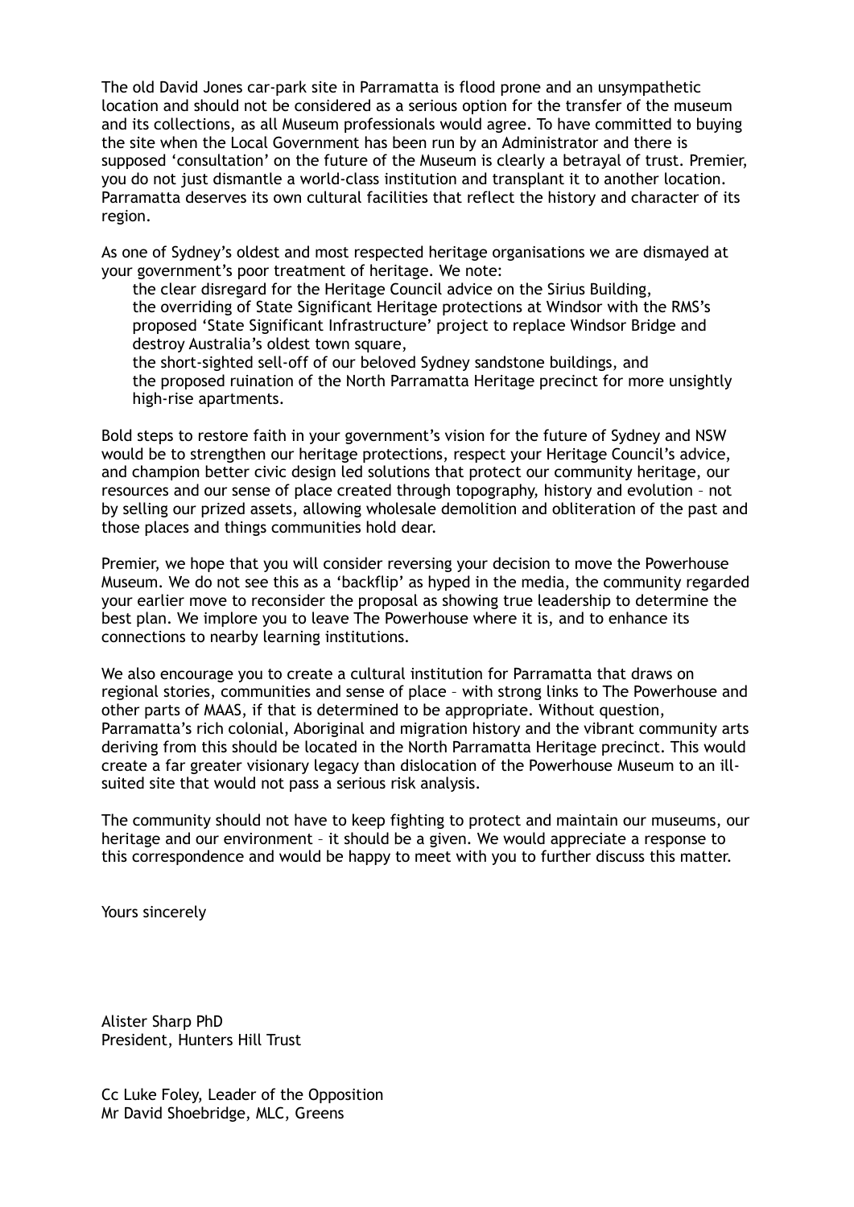The old David Jones car-park site in Parramatta is flood prone and an unsympathetic location and should not be considered as a serious option for the transfer of the museum and its collections, as all Museum professionals would agree. To have committed to buying the site when the Local Government has been run by an Administrator and there is supposed 'consultation' on the future of the Museum is clearly a betrayal of trust. Premier, you do not just dismantle a world-class institution and transplant it to another location. Parramatta deserves its own cultural facilities that reflect the history and character of its region.

As one of Sydney's oldest and most respected heritage organisations we are dismayed at your government's poor treatment of heritage. We note:

- the clear disregard for the Heritage Council advice on the Sirius Building,
- the overriding of State Significant Heritage protections at Windsor with the RMS's proposed 'State Significant Infrastructure' project to replace Windsor Bridge and destroy Australia's oldest town square,
- the short-sighted sell-off of our beloved Sydney sandstone buildings, and
- the proposed ruination of the North Parramatta Heritage precinct for more unsightly high-rise apartments.

Bold steps to restore faith in your government's vision for the future of Sydney and NSW would be to strengthen our heritage protections, respect your Heritage Council's advice, and champion better civic design led solutions that protect our community heritage, our resources and our sense of place created through topography, history and evolution – not by selling our prized assets, allowing wholesale demolition and obliteration of the past and those places and things communities hold dear.

Premier, we hope that you will consider reversing your decision to move the Powerhouse Museum. We do not see this as a 'backflip' as hyped in the media, the community regarded your earlier move to reconsider the proposal as showing true leadership to determine the best plan. We implore you to leave The Powerhouse where it is, and to enhance its connections to nearby learning institutions.

We also encourage you to create a cultural institution for Parramatta that draws on regional stories, communities and sense of place – with strong links to The Powerhouse and other parts of MAAS, if that is determined to be appropriate. Without question, Parramatta's rich colonial, Aboriginal and migration history and the vibrant community arts deriving from this should be located in the North Parramatta Heritage precinct. This would create a far greater visionary legacy than dislocation of the Powerhouse Museum to an ill-suited site that would not pass a serious risk analysis.

The community should not have to keep fighting to protect and maintain our museums, our heritage and our environment – it should be a given. We would appreciate a response to this correspondence and would be happy to meet with you to further discuss this matter.

Yours sincerely

Alister Sharp PhD
President, Hunters Hill Trust

Cc Luke Foley, Leader of the Opposition
Mr David Shoebridge, MLC, Greens